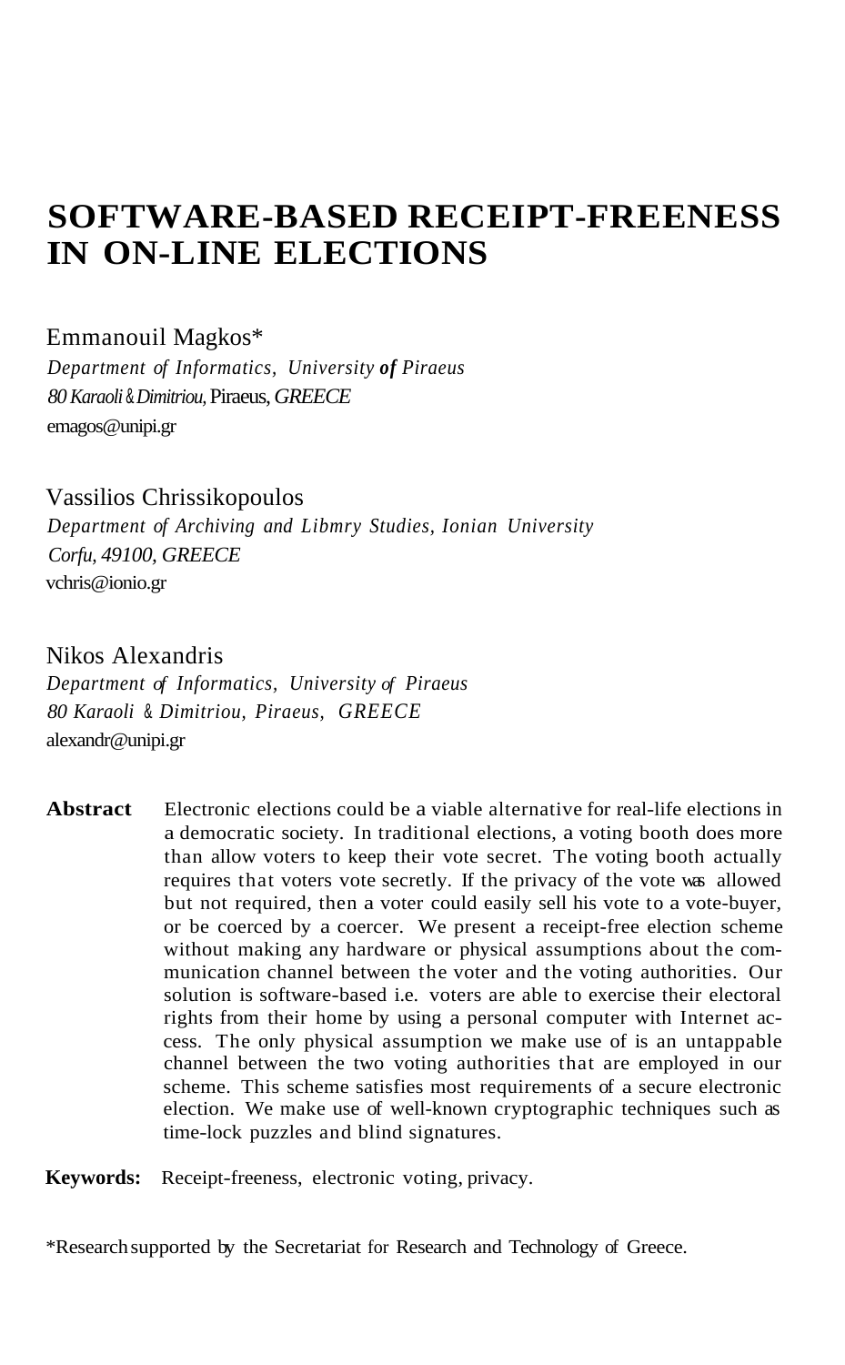# SOFTWARE-BASED RECEIPT-FREENESS IN ON-LINE ELECTIONS

Emmanouil Magkos*

*Department of Informatics, University of Piraeus*
*80 Karaoli & Dimitriou,* Piraeus, *GREECE*
emagos@unipi.gr

Vassilios Chrissikopoulos

*Department of Archiving and Libmry Studies, Ionian University*
*Corfu, 49100, GREECE*
vchris@ionio.gr

Nikos Alexandris

*Department of Informatics, University of Piraeus*
*80 Karaoli & Dimitriou, Piraeus, GREECE*
alexandr@unipi.gr

**Abstract** Electronic elections could be a viable alternative for real-life elections in a democratic society. In traditional elections, a voting booth does more than allow voters to keep their vote secret. The voting booth actually requires that voters vote secretly. If the privacy of the vote was allowed but not required, then a voter could easily sell his vote to a vote-buyer, or be coerced by a coercer. We present a receipt-free election scheme without making any hardware or physical assumptions about the communication channel between the voter and the voting authorities. Our solution is software-based i.e. voters are able to exercise their electoral rights from their home by using a personal computer with Internet access. The only physical assumption we make use of is an untappable channel between the two voting authorities that are employed in our scheme. This scheme satisfies most requirements of a secure electronic election. We make use of well-known cryptographic techniques such as time-lock puzzles and blind signatures.

**Keywords:** Receipt-freeness, electronic voting, privacy.

*Research supported by the Secretariat for Research and Technology of Greece.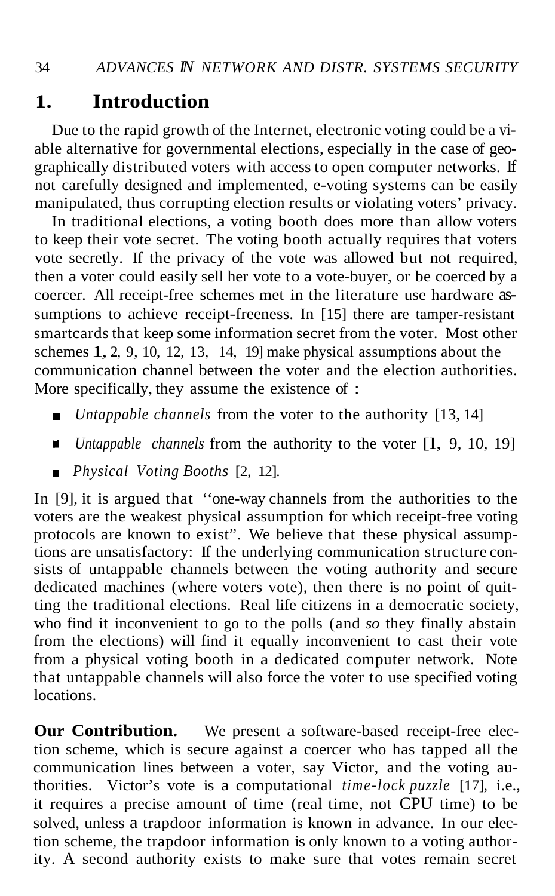## 1. Introduction

Due to the rapid growth of the Internet, electronic voting could be a viable alternative for governmental elections, especially in the case of geographically distributed voters with access to open computer networks. If not carefully designed and implemented, e-voting systems can be easily manipulated, thus corrupting election results or violating voters' privacy.

In traditional elections, a voting booth does more than allow voters to keep their vote secret. The voting booth actually requires that voters vote secretly. If the privacy of the vote was allowed but not required, then a voter could easily sell her vote to a vote-buyer, or be coerced by a coercer. All receipt-free schemes met in the literature use hardware assumptions to achieve receipt-freeness. In [15] there are tamper-resistant smartcards that keep some information secret from the voter. Most other schemes 1, 2, 9, 10, 12, 13, 14, 19] make physical assumptions about the communication channel between the voter and the election authorities. More specifically, they assume the existence of :

- *Untappable channels* from the voter to the authority [13, 14]
- *Untappable channels* from the authority to the voter [1, 9, 10, 19]
- *Physical Voting Booths* [2, 12].

In [9], it is argued that ''one-way channels from the authorities to the voters are the weakest physical assumption for which receipt-free voting protocols are known to exist". We believe that these physical assumptions are unsatisfactory: If the underlying communication structure consists of untappable channels between the voting authority and secure dedicated machines (where voters vote), then there is no point of quitting the traditional elections. Real life citizens in a democratic society, who find it inconvenient to go to the polls (and *so* they finally abstain from the elections) will find it equally inconvenient to cast their vote from a physical voting booth in a dedicated computer network. Note that untappable channels will also force the voter to use specified voting locations.

**Our Contribution.** We present a software-based receipt-free election scheme, which is secure against a coercer who has tapped all the communication lines between a voter, say Victor, and the voting authorities. Victor's vote is a computational *time-lock puzzle* [17], i.e., it requires a precise amount of time (real time, not CPU time) to be solved, unless a trapdoor information is known in advance. In our election scheme, the trapdoor information is only known to a voting authority. A second authority exists to make sure that votes remain secret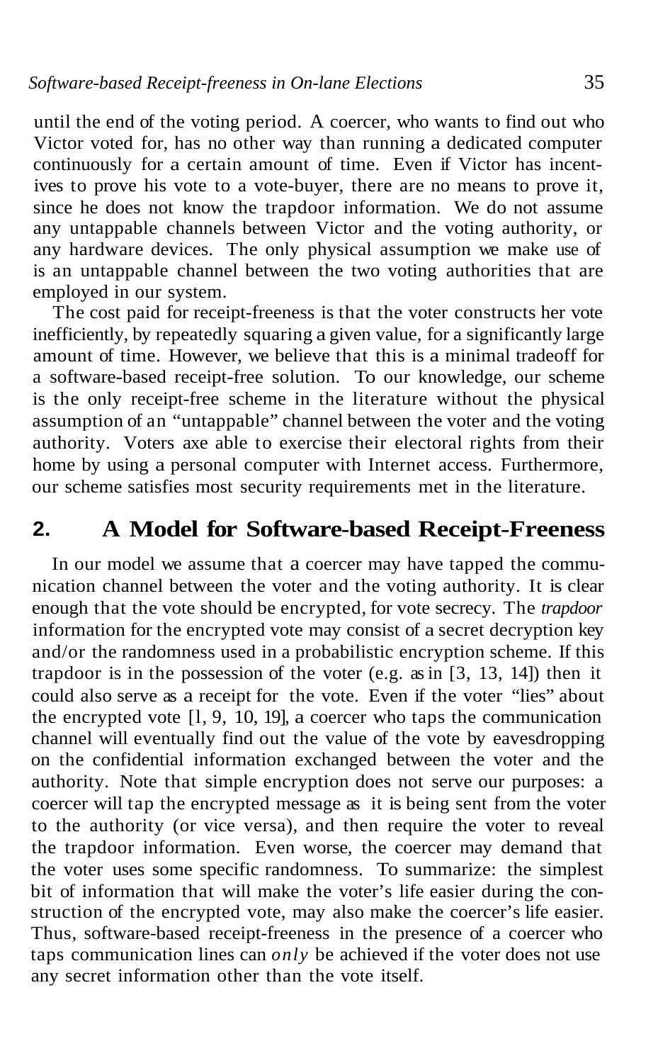until the end of the voting period. A coercer, who wants to find out who Victor voted for, has no other way than running a dedicated computer continuously for a certain amount of time. Even if Victor has incentives to prove his vote to a vote-buyer, there are no means to prove it, since he does not know the trapdoor information. We do not assume any untappable channels between Victor and the voting authority, or any hardware devices. The only physical assumption we make use of is an untappable channel between the two voting authorities that are employed in our system.

The cost paid for receipt-freeness is that the voter constructs her vote inefficiently, by repeatedly squaring a given value, for a significantly large amount of time. However, we believe that this is a minimal tradeoff for a software-based receipt-free solution. To our knowledge, our scheme is the only receipt-free scheme in the literature without the physical assumption of an "untappable" channel between the voter and the voting authority. Voters axe able to exercise their electoral rights from their home by using a personal computer with Internet access. Furthermore, our scheme satisfies most security requirements met in the literature.

## 2. A Model for Software-based Receipt-Freeness

In our model we assume that a coercer may have tapped the communication channel between the voter and the voting authority. It is clear enough that the vote should be encrypted, for vote secrecy. The *trapdoor* information for the encrypted vote may consist of a secret decryption key and/or the randomness used in a probabilistic encryption scheme. If this trapdoor is in the possession of the voter (e.g. as in [3, 13, 14]) then it could also serve as a receipt for the vote. Even if the voter "lies" about the encrypted vote [1, 9, 10, 19], a coercer who taps the communication channel will eventually find out the value of the vote by eavesdropping on the confidential information exchanged between the voter and the authority. Note that simple encryption does not serve our purposes: a coercer will tap the encrypted message as it is being sent from the voter to the authority (or vice versa), and then require the voter to reveal the trapdoor information. Even worse, the coercer may demand that the voter uses some specific randomness. To summarize: the simplest bit of information that will make the voter's life easier during the construction of the encrypted vote, may also make the coercer's life easier. Thus, software-based receipt-freeness in the presence of a coercer who taps communication lines can *only* be achieved if the voter does not use any secret information other than the vote itself.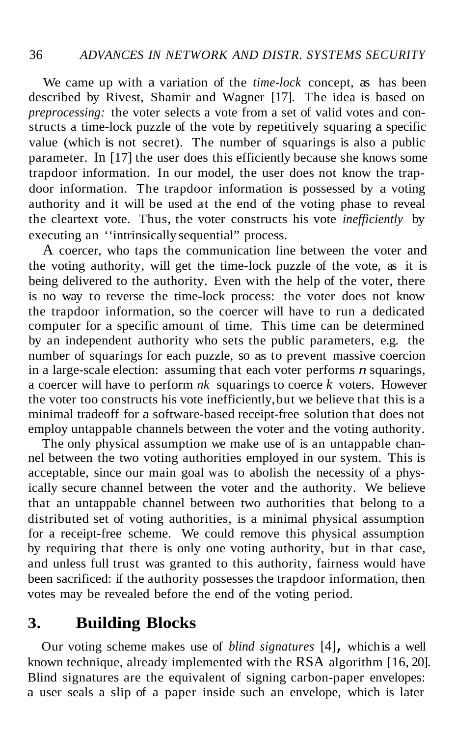We came up with a variation of the *time-lock* concept, as has been described by Rivest, Shamir and Wagner [17]. The idea is based on *preprocessing:* the voter selects a vote from a set of valid votes and constructs a time-lock puzzle of the vote by repetitively squaring a specific value (which is not secret). The number of squarings is also a public parameter. In [17] the user does this efficiently because she knows some trapdoor information. In our model, the user does not know the trapdoor information. The trapdoor information is possessed by a voting authority and it will be used at the end of the voting phase to reveal the cleartext vote. Thus, the voter constructs his vote *inefficiently* by executing an ''intrinsically sequential" process.

A coercer, who taps the communication line between the voter and the voting authority, will get the time-lock puzzle of the vote, as it is being delivered to the authority. Even with the help of the voter, there is no way to reverse the time-lock process: the voter does not know the trapdoor information, so the coercer will have to run a dedicated computer for a specific amount of time. This time can be determined by an independent authority who sets the public parameters, e.g. the number of squarings for each puzzle, so as to prevent massive coercion in a large-scale election: assuming that each voter performs $n$ squarings, a coercer will have to perform $nk$ squarings to coerce $k$ voters. However the voter too constructs his vote inefficiently, but we believe that this is a minimal tradeoff for a software-based receipt-free solution that does not employ untappable channels between the voter and the voting authority.

The only physical assumption we make use of is an untappable channel between the two voting authorities employed in our system. This is acceptable, since our main goal was to abolish the necessity of a physically secure channel between the voter and the authority. We believe that an untappable channel between two authorities that belong to a distributed set of voting authorities, is a minimal physical assumption for a receipt-free scheme. We could remove this physical assumption by requiring that there is only one voting authority, but in that case, and unless full trust was granted to this authority, fairness would have been sacrificed: if the authority possesses the trapdoor information, then votes may be revealed before the end of the voting period.

## 3. Building Blocks

Our voting scheme makes use of *blind signatures* [4], which is a well known technique, already implemented with the RSA algorithm [16, 20]. Blind signatures are the equivalent of signing carbon-paper envelopes: a user seals a slip of a paper inside such an envelope, which is later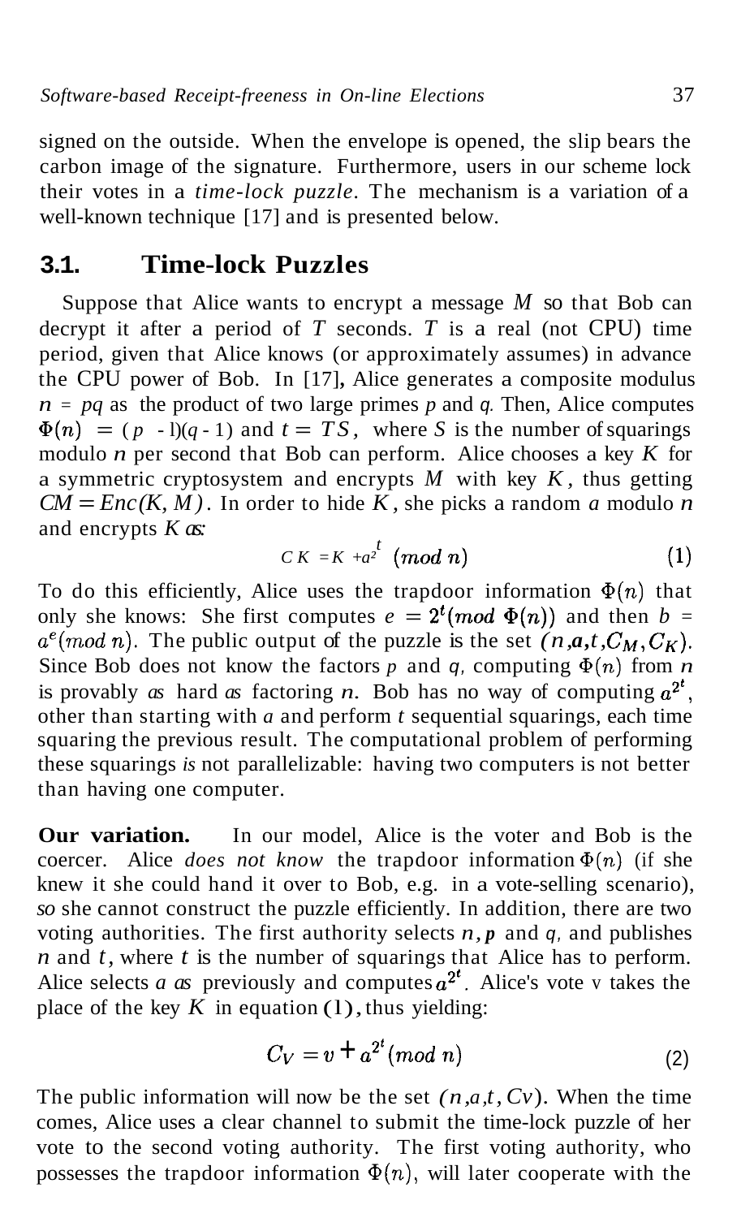signed on the outside. When the envelope is opened, the slip bears the carbon image of the signature. Furthermore, users in our scheme lock their votes in a *time-lock puzzle*. The mechanism is a variation of a well-known technique [17] and is presented below.

## 3.1. Time-lock Puzzles

Suppose that Alice wants to encrypt a message $M$ so that Bob can decrypt it after a period of $T$ seconds. $T$ is a real (not CPU) time period, given that Alice knows (or approximately assumes) in advance the CPU power of Bob. In [17], Alice generates a composite modulus $n = pq$ as the product of two large primes $p$ and $q$. Then, Alice computes $\Phi(n) = (p-1)(q-1)$ and $t = TS$, where $S$ is the number of squarings modulo $n$ per second that Bob can perform. Alice chooses a key $K$ for a symmetric cryptosystem and encrypts $M$ with key $K$, thus getting $CM = Enc(K, M)$. In order to hide $K$, she picks a random $a$ modulo $n$ and encrypts $K$ as:

$$CK = K + a^{2^t} \ (mod\ n) \tag{1}$$

To do this efficiently, Alice uses the trapdoor information $\Phi(n)$ that only she knows: She first computes $e = 2^t (mod\ \Phi(n))$ and then $b = a^e (mod\ n)$. The public output of the puzzle is the set $(n, a, t, C_M, C_K)$. Since Bob does not know the factors $p$ and $q$, computing $\Phi(n)$ from $n$ is provably as hard as factoring $n$. Bob has no way of computing $a^{2^t}$, other than starting with $a$ and perform $t$ sequential squarings, each time squaring the previous result. The computational problem of performing these squarings *is* not parallelizable: having two computers is not better than having one computer.

**Our variation.** In our model, Alice is the voter and Bob is the coercer. Alice *does not know* the trapdoor information $\Phi(n)$ (if she knew it she could hand it over to Bob, e.g. in a vote-selling scenario), *so* she cannot construct the puzzle efficiently. In addition, there are two voting authorities. The first authority selects $n, p$ and $q$, and publishes $n$ and $t$, where $t$ is the number of squarings that Alice has to perform. Alice selects $a$ as previously and computes $a^{2^t}$. Alice's vote v takes the place of the key $K$ in equation (1), thus yielding:

$$C_V = v + a^{2^t} (mod\ n) \tag{2}$$

The public information will now be the set $(n, a, t, Cv)$. When the time comes, Alice uses a clear channel to submit the time-lock puzzle of her vote to the second voting authority. The first voting authority, who possesses the trapdoor information $\Phi(n)$, will later cooperate with the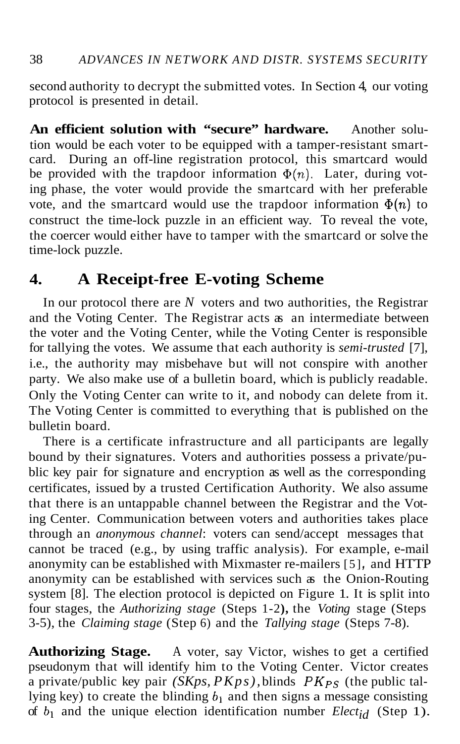second authority to decrypt the submitted votes. In Section 4, our voting protocol is presented in detail.

**An efficient solution with "secure" hardware.** Another solution would be each voter to be equipped with a tamper-resistant smartcard. During an off-line registration protocol, this smartcard would be provided with the trapdoor information $\Phi(n)$. Later, during voting phase, the voter would provide the smartcard with her preferable vote, and the smartcard would use the trapdoor information $\Phi(n)$ to construct the time-lock puzzle in an efficient way. To reveal the vote, the coercer would either have to tamper with the smartcard or solve the time-lock puzzle.

## 4. A Receipt-free E-voting Scheme

In our protocol there are $N$ voters and two authorities, the Registrar and the Voting Center. The Registrar acts as an intermediate between the voter and the Voting Center, while the Voting Center is responsible for tallying the votes. We assume that each authority is *semi-trusted* [7], i.e., the authority may misbehave but will not conspire with another party. We also make use of a bulletin board, which is publicly readable. Only the Voting Center can write to it, and nobody can delete from it. The Voting Center is committed to everything that is published on the bulletin board.

There is a certificate infrastructure and all participants are legally bound by their signatures. Voters and authorities possess a private/public key pair for signature and encryption as well as the corresponding certificates, issued by a trusted Certification Authority. We also assume that there is an untappable channel between the Registrar and the Voting Center. Communication between voters and authorities takes place through an *anonymous channel*: voters can send/accept messages that cannot be traced (e.g., by using traffic analysis). For example, e-mail anonymity can be established with Mixmaster re-mailers [5], and HTTP anonymity can be established with services such as the Onion-Routing system [8]. The election protocol is depicted on Figure 1. It is split into four stages, the *Authorizing stage* (Steps 1-2), the *Voting* stage (Steps 3-5), the *Claiming stage* (Step 6) and the *Tallying stage* (Steps 7-8).

**Authorizing Stage.** A voter, say Victor, wishes to get a certified pseudonym that will identify him to the Voting Center. Victor creates a private/public key pair $(SKps, PKps)$, blinds $PK_{PS}$ (the public tallying key) to create the blinding $b_1$ and then signs a message consisting of $b_1$ and the unique election identification number $Elect_{id}$ (Step 1).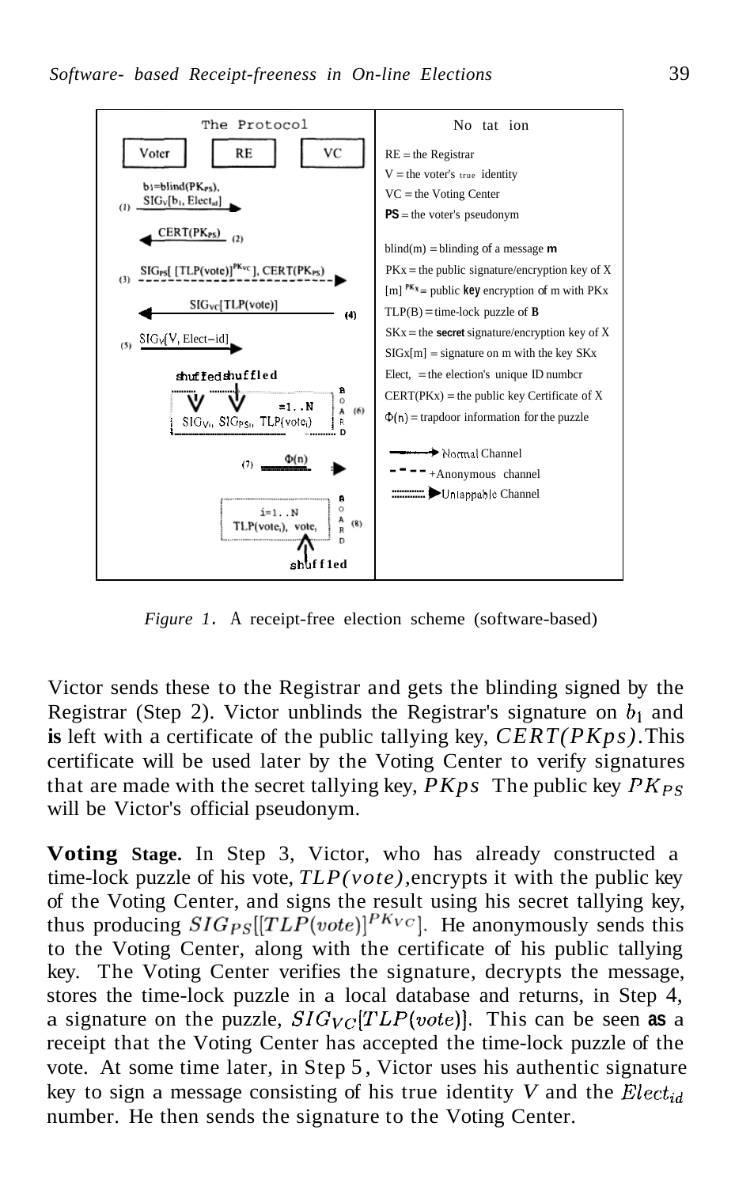| The Protocol | Notation |
|---|---|
| Voter / RE / VC | RE = the Registrar |
| $b_1$=blind($PK_{PS}$), (1) $SIG_V[b_1, Elect_{id}]$ → | V = the voter's true identity |
| ← $CERT(PK_{PS})$ (2) | VC = the Voting Center |
| (3) $SIG_{PS}[[TLP(vote)]^{PK_{VC}}], CERT(PK_{PS})$ - - → | **PS** = the voter's pseudonym |
| ← $SIG_{VC}[TLP(vote)]$ (4) | blind(m) = blinding of a message **m** |
| (5) $SIG_V[V, Elect{-}id]$ → | PKx = the public signature/encryption key of X |
| shuffled shuffled; $=1..N$; $SIG_{V_i}$, $SIG_{PS_i}$, $TLP(vote_i)$ (6) BOARD | $[m]^{PKx}$ = public **key** encryption of m with PKx |
| (7) $\Phi(n)$ → | TLP(B) = time-lock puzzle of **B** |
| $i=1..N$; $TLP(vote_i)$, $vote_i$ (8) BOARD; shuffled | SKx = the **secret** signature/encryption key of X |
| | SIGx[m] = signature on m with the key SKx |
| | Elect, = the election's unique ID number |
| | CERT(PKx) = the public key Certificate of X |
| | $\Phi(n)$ = trapdoor information for the puzzle |
| | ——→ Normal Channel |
| | - - - → Anonymous channel |
| | ::::::→ Unlappable Channel |

*Figure 1.* A receipt-free election scheme (software-based)

Victor sends these to the Registrar and gets the blinding signed by the Registrar (Step 2). Victor unblinds the Registrar's signature on $b_1$ and **is** left with a certificate of the public tallying key, $CERT(PKps)$. This certificate will be used later by the Voting Center to verify signatures that are made with the secret tallying key, $PKps$ The public key $PK_{PS}$ will be Victor's official pseudonym.

**Voting Stage.** In Step 3, Victor, who has already constructed a time-lock puzzle of his vote, $TLP(vote)$, encrypts it with the public key of the Voting Center, and signs the result using his secret tallying key, thus producing $SIG_{PS}[[TLP(vote)]^{PK_{VC}}]$. He anonymously sends this to the Voting Center, along with the certificate of his public tallying key. The Voting Center verifies the signature, decrypts the message, stores the time-lock puzzle in a local database and returns, in Step 4, a signature on the puzzle, $SIG_{VC}[TLP(vote)]$. This can be seen **as** a receipt that the Voting Center has accepted the time-lock puzzle of the vote. At some time later, in Step 5, Victor uses his authentic signature key to sign a message consisting of his true identity $V$ and the $Elect_{id}$ number. He then sends the signature to the Voting Center.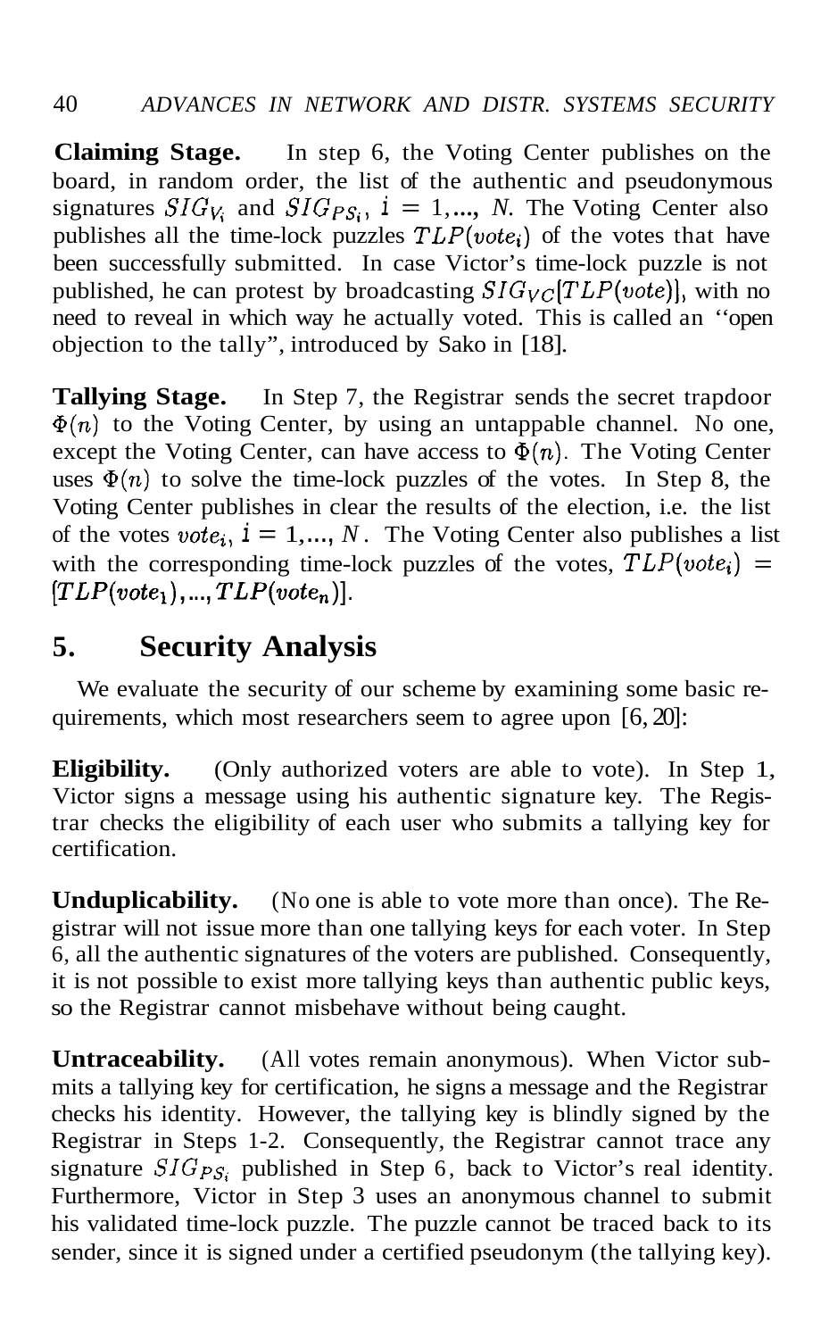**Claiming Stage.** In step 6, the Voting Center publishes on the board, in random order, the list of the authentic and pseudonymous signatures $SIG_{V_i}$ and $SIG_{PS_i}$, $i = 1,..., N$. The Voting Center also publishes all the time-lock puzzles $TLP(vote_i)$ of the votes that have been successfully submitted. In case Victor's time-lock puzzle is not published, he can protest by broadcasting $SIG_{VC}[TLP(vote)]$, with no need to reveal in which way he actually voted. This is called an "open objection to the tally", introduced by Sako in [18].

**Tallying Stage.** In Step 7, the Registrar sends the secret trapdoor $\Phi(n)$ to the Voting Center, by using an untappable channel. No one, except the Voting Center, can have access to $\Phi(n)$. The Voting Center uses $\Phi(n)$ to solve the time-lock puzzles of the votes. In Step 8, the Voting Center publishes in clear the results of the election, i.e. the list of the votes $vote_i$, $i = 1,..., N$. The Voting Center also publishes a list with the corresponding time-lock puzzles of the votes, $TLP(vote_i) = [TLP(vote_1),..., TLP(vote_n)]$.

## 5. Security Analysis

We evaluate the security of our scheme by examining some basic requirements, which most researchers seem to agree upon [6, 20]:

**Eligibility.** (Only authorized voters are able to vote). In Step 1, Victor signs a message using his authentic signature key. The Registrar checks the eligibility of each user who submits a tallying key for certification.

**Unduplicability.** (No one is able to vote more than once). The Registrar will not issue more than one tallying keys for each voter. In Step 6, all the authentic signatures of the voters are published. Consequently, it is not possible to exist more tallying keys than authentic public keys, so the Registrar cannot misbehave without being caught.

**Untraceability.** (All votes remain anonymous). When Victor submits a tallying key for certification, he signs a message and the Registrar checks his identity. However, the tallying key is blindly signed by the Registrar in Steps 1-2. Consequently, the Registrar cannot trace any signature $SIG_{PS_i}$ published in Step 6, back to Victor's real identity. Furthermore, Victor in Step 3 uses an anonymous channel to submit his validated time-lock puzzle. The puzzle cannot be traced back to its sender, since it is signed under a certified pseudonym (the tallying key).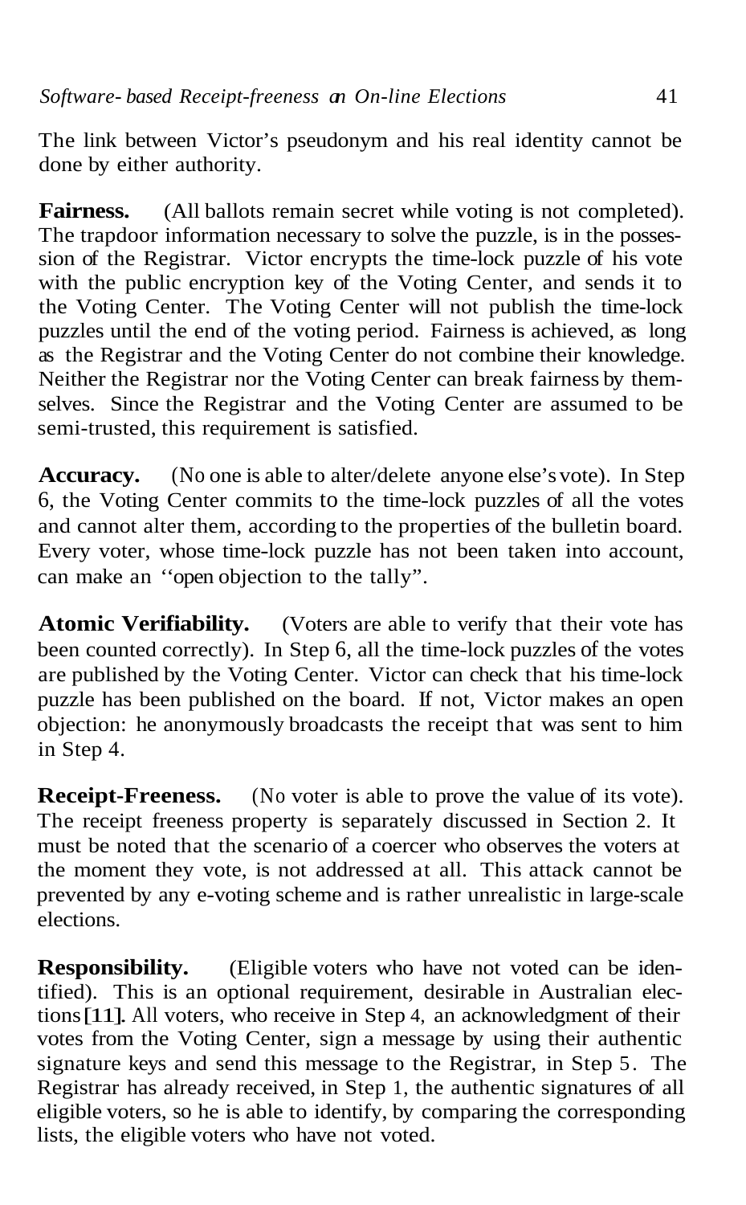The link between Victor's pseudonym and his real identity cannot be done by either authority.

**Fairness.** (All ballots remain secret while voting is not completed). The trapdoor information necessary to solve the puzzle, is in the possession of the Registrar. Victor encrypts the time-lock puzzle of his vote with the public encryption key of the Voting Center, and sends it to the Voting Center. The Voting Center will not publish the time-lock puzzles until the end of the voting period. Fairness is achieved, as long as the Registrar and the Voting Center do not combine their knowledge. Neither the Registrar nor the Voting Center can break fairness by themselves. Since the Registrar and the Voting Center are assumed to be semi-trusted, this requirement is satisfied.

**Accuracy.** (No one is able to alter/delete anyone else's vote). In Step 6, the Voting Center commits to the time-lock puzzles of all the votes and cannot alter them, according to the properties of the bulletin board. Every voter, whose time-lock puzzle has not been taken into account, can make an "open objection to the tally".

**Atomic Verifiability.** (Voters are able to verify that their vote has been counted correctly). In Step 6, all the time-lock puzzles of the votes are published by the Voting Center. Victor can check that his time-lock puzzle has been published on the board. If not, Victor makes an open objection: he anonymously broadcasts the receipt that was sent to him in Step 4.

**Receipt-Freeness.** (No voter is able to prove the value of its vote). The receipt freeness property is separately discussed in Section 2. It must be noted that the scenario of a coercer who observes the voters at the moment they vote, is not addressed at all. This attack cannot be prevented by any e-voting scheme and is rather unrealistic in large-scale elections.

**Responsibility.** (Eligible voters who have not voted can be identified). This is an optional requirement, desirable in Australian elections [11]. All voters, who receive in Step 4, an acknowledgment of their votes from the Voting Center, sign a message by using their authentic signature keys and send this message to the Registrar, in Step 5. The Registrar has already received, in Step 1, the authentic signatures of all eligible voters, so he is able to identify, by comparing the corresponding lists, the eligible voters who have not voted.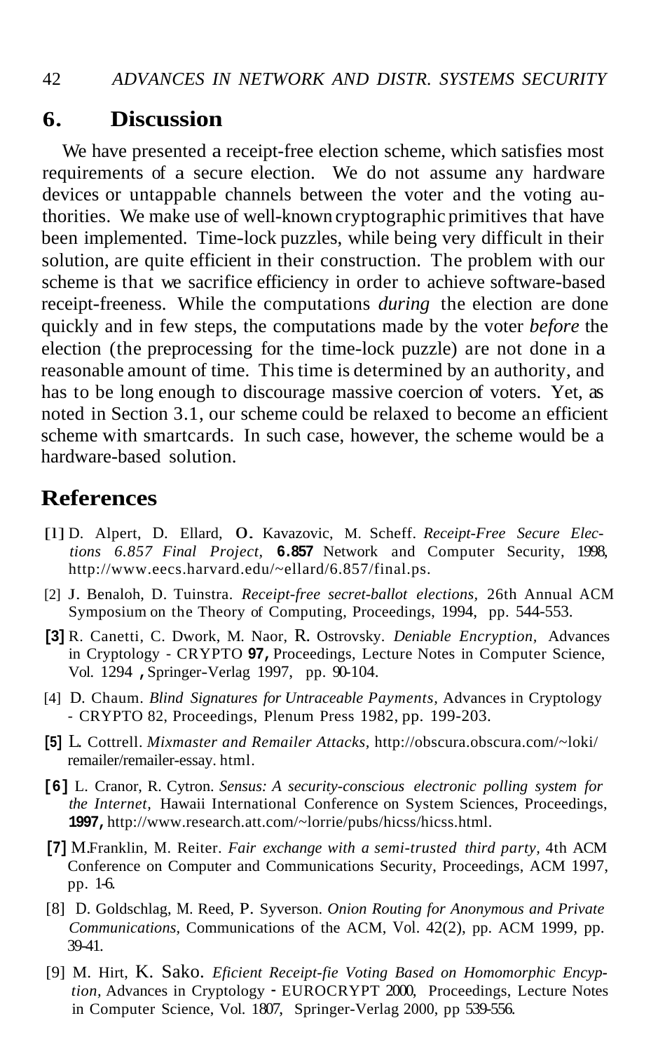## 6. Discussion

We have presented a receipt-free election scheme, which satisfies most requirements of a secure election. We do not assume any hardware devices or untappable channels between the voter and the voting authorities. We make use of well-known cryptographic primitives that have been implemented. Time-lock puzzles, while being very difficult in their solution, are quite efficient in their construction. The problem with our scheme is that we sacrifice efficiency in order to achieve software-based receipt-freeness. While the computations *during* the election are done quickly and in few steps, the computations made by the voter *before* the election (the preprocessing for the time-lock puzzle) are not done in a reasonable amount of time. This time is determined by an authority, and has to be long enough to discourage massive coercion of voters. Yet, as noted in Section 3.1, our scheme could be relaxed to become an efficient scheme with smartcards. In such case, however, the scheme would be a hardware-based solution.

## References

[1] D. Alpert, D. Ellard, O. Kavazovic, M. Scheff. *Receipt-Free Secure Elections 6.857 Final Project*, 6.857 Network and Computer Security, 1998, http://www.eecs.harvard.edu/~ellard/6.857/final.ps.

[2] J. Benaloh, D. Tuinstra. *Receipt-free secret-ballot elections*, 26th Annual ACM Symposium on the Theory of Computing, Proceedings, 1994, pp. 544-553.

[3] R. Canetti, C. Dwork, M. Naor, R. Ostrovsky. *Deniable Encryption*, Advances in Cryptology - CRYPTO 97, Proceedings, Lecture Notes in Computer Science, Vol. 1294 , Springer-Verlag 1997, pp. 90-104.

[4] D. Chaum. *Blind Signatures for Untraceable Payments*, Advances in Cryptology - CRYPTO 82, Proceedings, Plenum Press 1982, pp. 199-203.

[5] L. Cottrell. *Mixmaster and Remailer Attacks*, http://obscura.obscura.com/~loki/remailer/remailer-essay. html.

[6] L. Cranor, R. Cytron. *Sensus: A security-conscious electronic polling system for the Internet*, Hawaii International Conference on System Sciences, Proceedings, 1997, http://www.research.att.com/~lorrie/pubs/hicss/hicss.html.

[7] M.Franklin, M. Reiter. *Fair exchange with a semi-trusted third party*, 4th ACM Conference on Computer and Communications Security, Proceedings, ACM 1997, pp. 1-6.

[8] D. Goldschlag, M. Reed, P. Syverson. *Onion Routing for Anonymous and Private Communications*, Communications of the ACM, Vol. 42(2), pp. ACM 1999, pp. 39-41.

[9] M. Hirt, K. Sako. *Eficient Receipt-fie Voting Based on Homomorphic Encyption*, Advances in Cryptology - EUROCRYPT 2000, Proceedings, Lecture Notes in Computer Science, Vol. 1807, Springer-Verlag 2000, pp 539-556.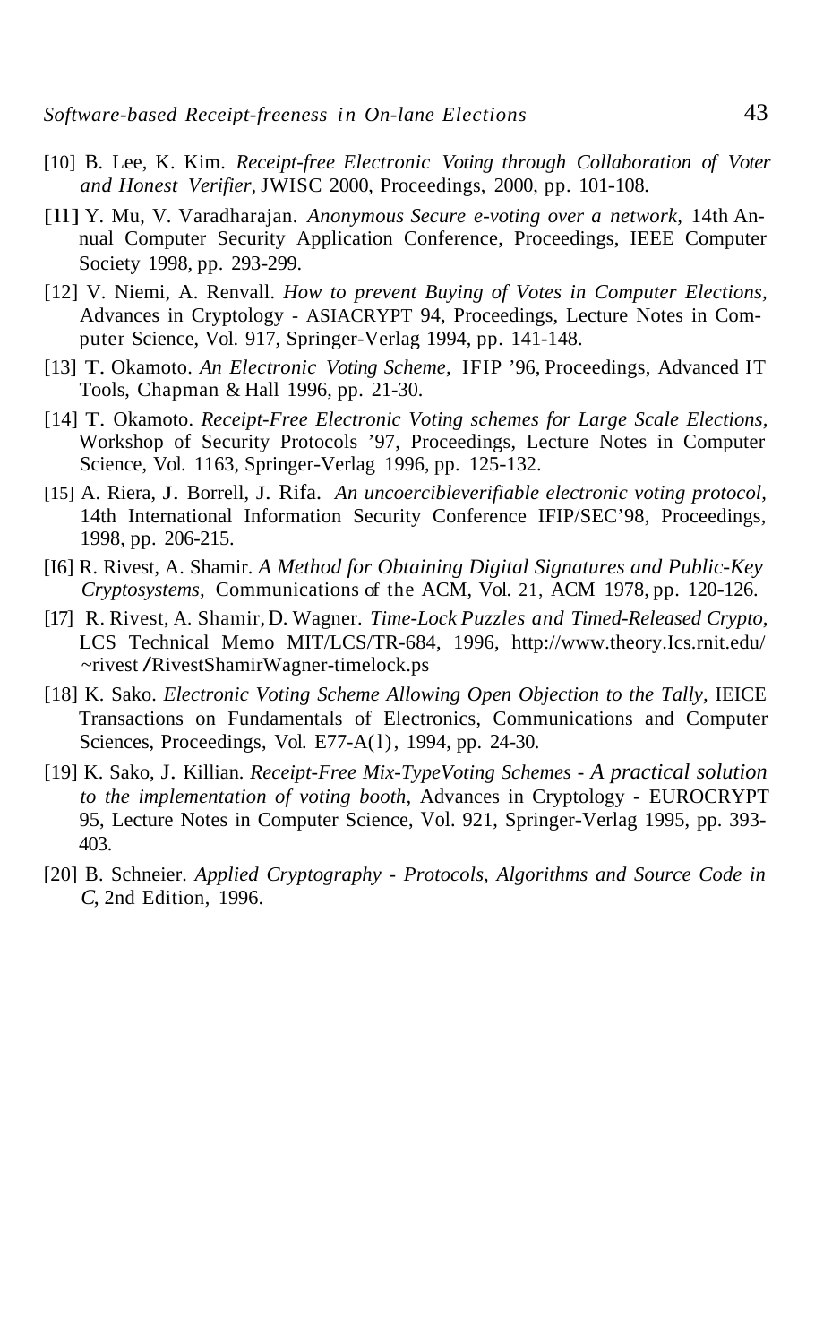[10] B. Lee, K. Kim. *Receipt-free Electronic Voting through Collaboration of Voter and Honest Verifier,* JWISC 2000, Proceedings, 2000, pp. 101-108.

[11] Y. Mu, V. Varadharajan. *Anonymous Secure e-voting over a network*, 14th Annual Computer Security Application Conference, Proceedings, IEEE Computer Society 1998, pp. 293-299.

[12] V. Niemi, A. Renvall. *How to prevent Buying of Votes in Computer Elections,* Advances in Cryptology - ASIACRYPT 94, Proceedings, Lecture Notes in Computer Science, Vol. 917, Springer-Verlag 1994, pp. 141-148.

[13] T. Okamoto. *An Electronic Voting Scheme,* IFIP '96, Proceedings, Advanced IT Tools, Chapman & Hall 1996, pp. 21-30.

[14] T. Okamoto. *Receipt-Free Electronic Voting schemes for Large Scale Elections,* Workshop of Security Protocols '97, Proceedings, Lecture Notes in Computer Science, Vol. 1163, Springer-Verlag 1996, pp. 125-132.

[15] A. Riera, J. Borrell, J. Rifa. *An uncoercibleverifiable electronic voting protocol*, 14th International Information Security Conference IFIP/SEC'98, Proceedings, 1998, pp. 206-215.

[16] R. Rivest, A. Shamir. *A Method for Obtaining Digital Signatures and Public-Key Cryptosystems,* Communications of the ACM, Vol. 21, ACM 1978, pp. 120-126.

[17] R. Rivest, A. Shamir, D. Wagner. *Time-Lock Puzzles and Timed-Released Crypto,* LCS Technical Memo MIT/LCS/TR-684, 1996, http://www.theory.Ics.rnit.edu/~rivest/RivestShamirWagner-timelock.ps

[18] K. Sako. *Electronic Voting Scheme Allowing Open Objection to the Tally,* IEICE Transactions on Fundamentals of Electronics, Communications and Computer Sciences, Proceedings, Vol. E77-A(1), 1994, pp. 24-30.

[19] K. Sako, J. Killian. *Receipt-Free Mix-TypeVoting Schemes - A practical solution to the implementation of voting booth,* Advances in Cryptology - EUROCRYPT 95, Lecture Notes in Computer Science, Vol. 921, Springer-Verlag 1995, pp. 393-403.

[20] B. Schneier. *Applied Cryptography - Protocols, Algorithms and Source Code in C*, 2nd Edition, 1996.